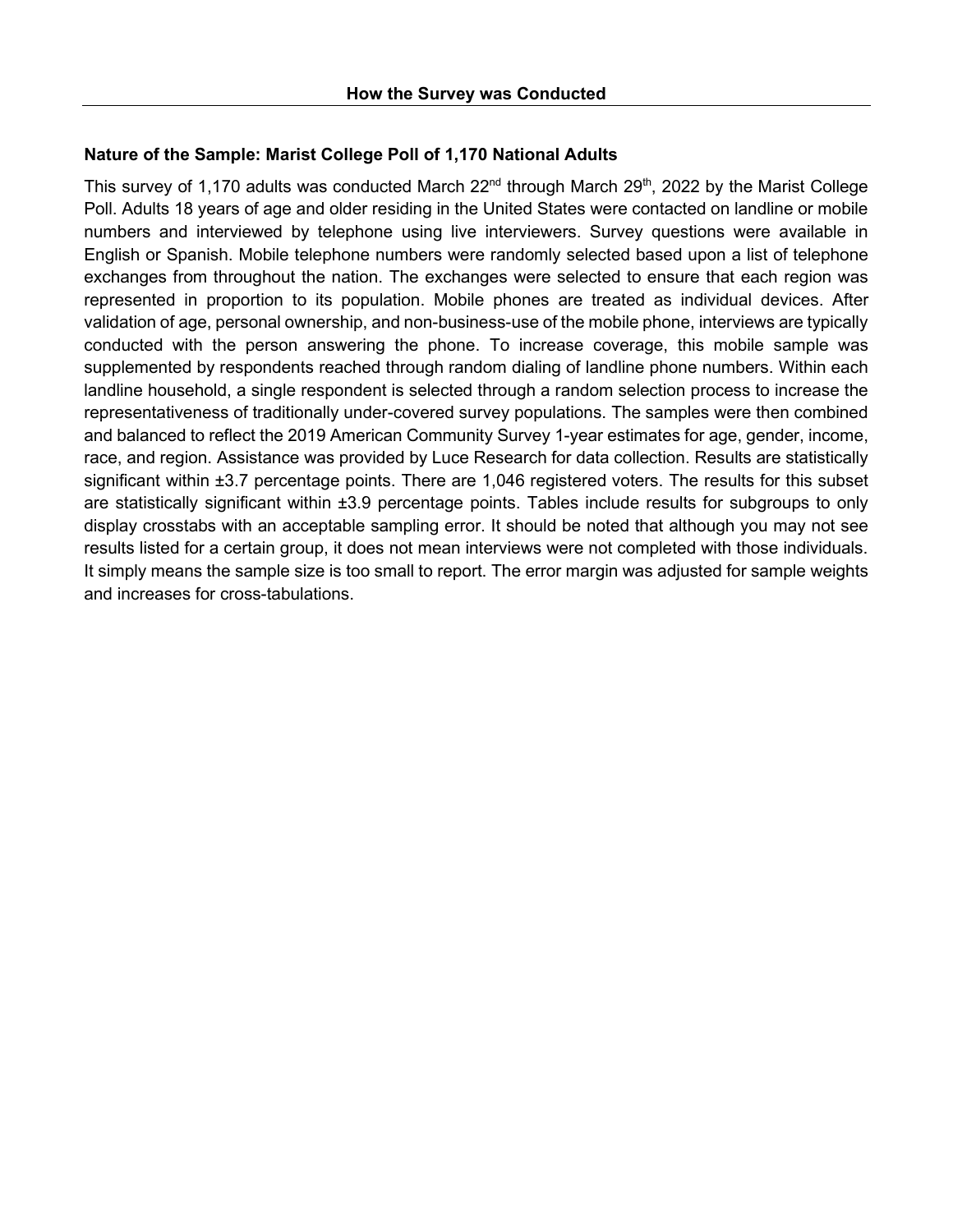## How the Survey was Conducted

### Nature of the Sample: Marist College Poll of 1,170 National Adults

This survey of 1,170 adults was conducted March 22nd through March 29th, 2022 by the Marist College Poll. Adults 18 years of age and older residing in the United States were contacted on landline or mobile numbers and interviewed by telephone using live interviewers. Survey questions were available in English or Spanish. Mobile telephone numbers were randomly selected based upon a list of telephone exchanges from throughout the nation. The exchanges were selected to ensure that each region was represented in proportion to its population. Mobile phones are treated as individual devices. After validation of age, personal ownership, and non-business-use of the mobile phone, interviews are typically conducted with the person answering the phone. To increase coverage, this mobile sample was supplemented by respondents reached through random dialing of landline phone numbers. Within each landline household, a single respondent is selected through a random selection process to increase the representativeness of traditionally under-covered survey populations. The samples were then combined and balanced to reflect the 2019 American Community Survey 1-year estimates for age, gender, income, race, and region. Assistance was provided by Luce Research for data collection. Results are statistically significant within ±3.7 percentage points. There are 1,046 registered voters. The results for this subset are statistically significant within ±3.9 percentage points. Tables include results for subgroups to only display crosstabs with an acceptable sampling error. It should be noted that although you may not see results listed for a certain group, it does not mean interviews were not completed with those individuals. It simply means the sample size is too small to report. The error margin was adjusted for sample weights and increases for cross-tabulations.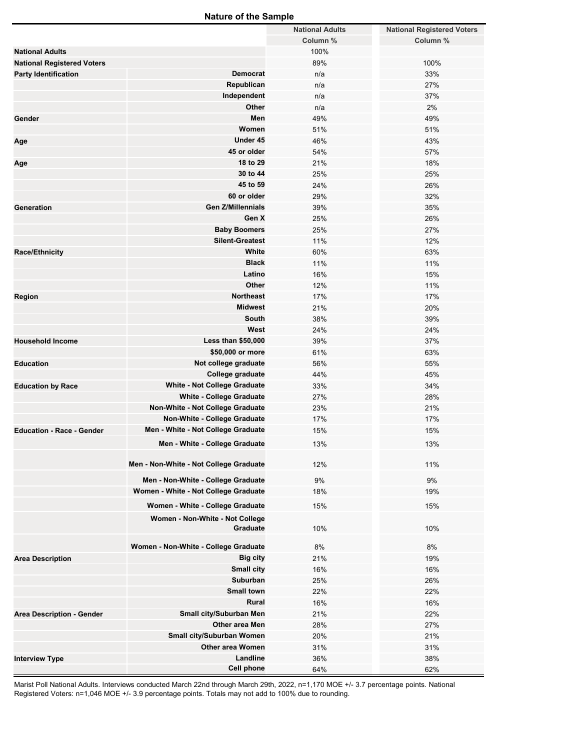## Nature of the Sample

| | | National Adults | National Registered Voters |
|---|---|---|---|
| | | Column % | Column % |
| National Adults | | 100% | |
| National Registered Voters | | 89% | 100% |
| Party Identification | Democrat | n/a | 33% |
| | Republican | n/a | 27% |
| | Independent | n/a | 37% |
| | Other | n/a | 2% |
| Gender | Men | 49% | 49% |
| | Women | 51% | 51% |
| Age | Under 45 | 46% | 43% |
| | 45 or older | 54% | 57% |
| Age | 18 to 29 | 21% | 18% |
| | 30 to 44 | 25% | 25% |
| | 45 to 59 | 24% | 26% |
| | 60 or older | 29% | 32% |
| Generation | Gen Z/Millennials | 39% | 35% |
| | Gen X | 25% | 26% |
| | Baby Boomers | 25% | 27% |
| | Silent-Greatest | 11% | 12% |
| Race/Ethnicity | White | 60% | 63% |
| | Black | 11% | 11% |
| | Latino | 16% | 15% |
| | Other | 12% | 11% |
| Region | Northeast | 17% | 17% |
| | Midwest | 21% | 20% |
| | South | 38% | 39% |
| | West | 24% | 24% |
| Household Income | Less than $50,000 | 39% | 37% |
| | $50,000 or more | 61% | 63% |
| Education | Not college graduate | 56% | 55% |
| | College graduate | 44% | 45% |
| Education by Race | White - Not College Graduate | 33% | 34% |
| | White - College Graduate | 27% | 28% |
| | Non-White - Not College Graduate | 23% | 21% |
| | Non-White - College Graduate | 17% | 17% |
| Education - Race - Gender | Men - White - Not College Graduate | 15% | 15% |
| | Men - White - College Graduate | 13% | 13% |
| | Men - Non-White - Not College Graduate | 12% | 11% |
| | Men - Non-White - College Graduate | 9% | 9% |
| | Women - White - Not College Graduate | 18% | 19% |
| | Women - White - College Graduate | 15% | 15% |
| | Women - Non-White - Not College Graduate | 10% | 10% |
| | Women - Non-White - College Graduate | 8% | 8% |
| Area Description | Big city | 21% | 19% |
| | Small city | 16% | 16% |
| | Suburban | 25% | 26% |
| | Small town | 22% | 22% |
| | Rural | 16% | 16% |
| Area Description - Gender | Small city/Suburban Men | 21% | 22% |
| | Other area Men | 28% | 27% |
| | Small city/Suburban Women | 20% | 21% |
| | Other area Women | 31% | 31% |
| Interview Type | Landline | 36% | 38% |
| | Cell phone | 64% | 62% |

Marist Poll National Adults. Interviews conducted March 22nd through March 29th, 2022, n=1,170 MOE +/- 3.7 percentage points. National Registered Voters: n=1,046 MOE +/- 3.9 percentage points. Totals may not add to 100% due to rounding.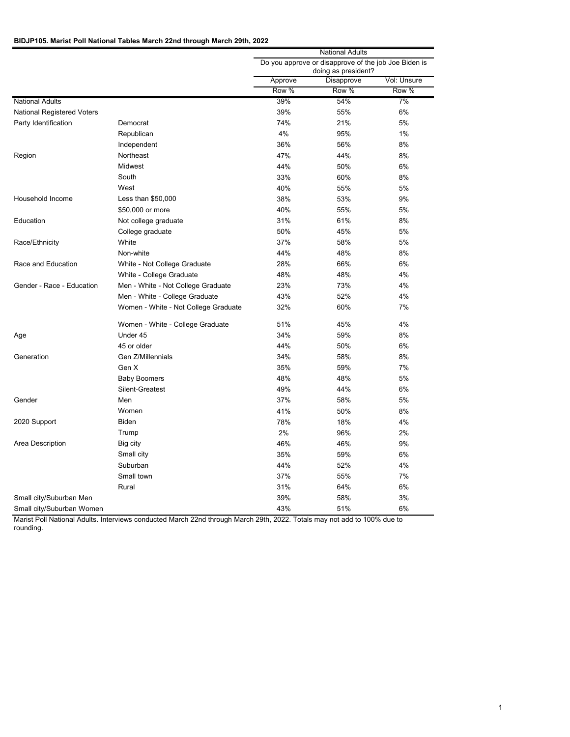**BIDJP105. Marist Poll National Tables March 22nd through March 29th, 2022**

| | | National Adults | | |
|---|---|---|---|---|
| | | Do you approve or disapprove of the job Joe Biden is doing as president? | | |
| | | Approve | Disapprove | Vol: Unsure |
| | | Row % | Row % | Row % |
| National Adults | | 39% | 54% | 7% |
| National Registered Voters | | 39% | 55% | 6% |
| Party Identification | Democrat | 74% | 21% | 5% |
| | Republican | 4% | 95% | 1% |
| | Independent | 36% | 56% | 8% |
| Region | Northeast | 47% | 44% | 8% |
| | Midwest | 44% | 50% | 6% |
| | South | 33% | 60% | 8% |
| | West | 40% | 55% | 5% |
| Household Income | Less than $50,000 | 38% | 53% | 9% |
| | $50,000 or more | 40% | 55% | 5% |
| Education | Not college graduate | 31% | 61% | 8% |
| | College graduate | 50% | 45% | 5% |
| Race/Ethnicity | White | 37% | 58% | 5% |
| | Non-white | 44% | 48% | 8% |
| Race and Education | White - Not College Graduate | 28% | 66% | 6% |
| | White - College Graduate | 48% | 48% | 4% |
| Gender - Race - Education | Men - White - Not College Graduate | 23% | 73% | 4% |
| | Men - White - College Graduate | 43% | 52% | 4% |
| | Women - White - Not College Graduate | 32% | 60% | 7% |
| | Women - White - College Graduate | 51% | 45% | 4% |
| Age | Under 45 | 34% | 59% | 8% |
| | 45 or older | 44% | 50% | 6% |
| Generation | Gen Z/Millennials | 34% | 58% | 8% |
| | Gen X | 35% | 59% | 7% |
| | Baby Boomers | 48% | 48% | 5% |
| | Silent-Greatest | 49% | 44% | 6% |
| Gender | Men | 37% | 58% | 5% |
| | Women | 41% | 50% | 8% |
| 2020 Support | Biden | 78% | 18% | 4% |
| | Trump | 2% | 96% | 2% |
| Area Description | Big city | 46% | 46% | 9% |
| | Small city | 35% | 59% | 6% |
| | Suburban | 44% | 52% | 4% |
| | Small town | 37% | 55% | 7% |
| | Rural | 31% | 64% | 6% |
| Small city/Suburban Men | | 39% | 58% | 3% |
| Small city/Suburban Women | | 43% | 51% | 6% |

Marist Poll National Adults. Interviews conducted March 22nd through March 29th, 2022. Totals may not add to 100% due to rounding.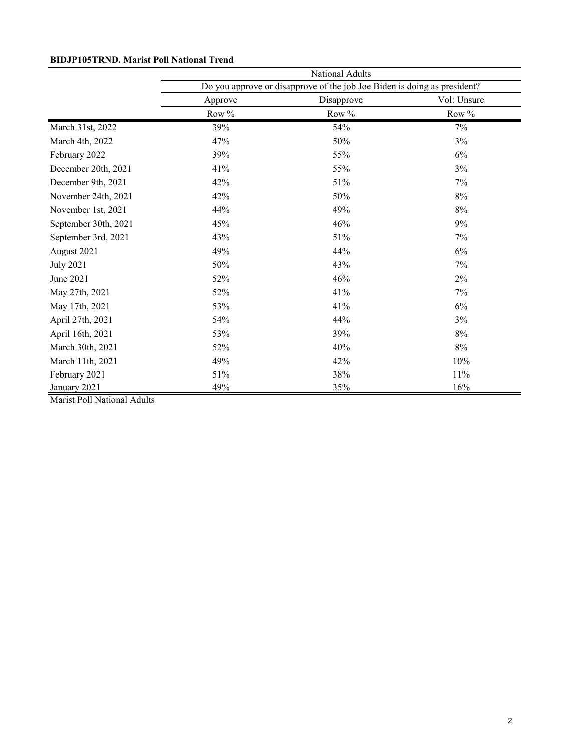**BIDJP105TRND. Marist Poll National Trend**

| | National Adults | | |
|---|---|---|---|
| | Do you approve or disapprove of the job Joe Biden is doing as president? | | |
| | Approve | Disapprove | Vol: Unsure |
| | Row % | Row % | Row % |
| March 31st, 2022 | 39% | 54% | 7% |
| March 4th, 2022 | 47% | 50% | 3% |
| February 2022 | 39% | 55% | 6% |
| December 20th, 2021 | 41% | 55% | 3% |
| December 9th, 2021 | 42% | 51% | 7% |
| November 24th, 2021 | 42% | 50% | 8% |
| November 1st, 2021 | 44% | 49% | 8% |
| September 30th, 2021 | 45% | 46% | 9% |
| September 3rd, 2021 | 43% | 51% | 7% |
| August 2021 | 49% | 44% | 6% |
| July 2021 | 50% | 43% | 7% |
| June 2021 | 52% | 46% | 2% |
| May 27th, 2021 | 52% | 41% | 7% |
| May 17th, 2021 | 53% | 41% | 6% |
| April 27th, 2021 | 54% | 44% | 3% |
| April 16th, 2021 | 53% | 39% | 8% |
| March 30th, 2021 | 52% | 40% | 8% |
| March 11th, 2021 | 49% | 42% | 10% |
| February 2021 | 51% | 38% | 11% |
| January 2021 | 49% | 35% | 16% |

Marist Poll National Adults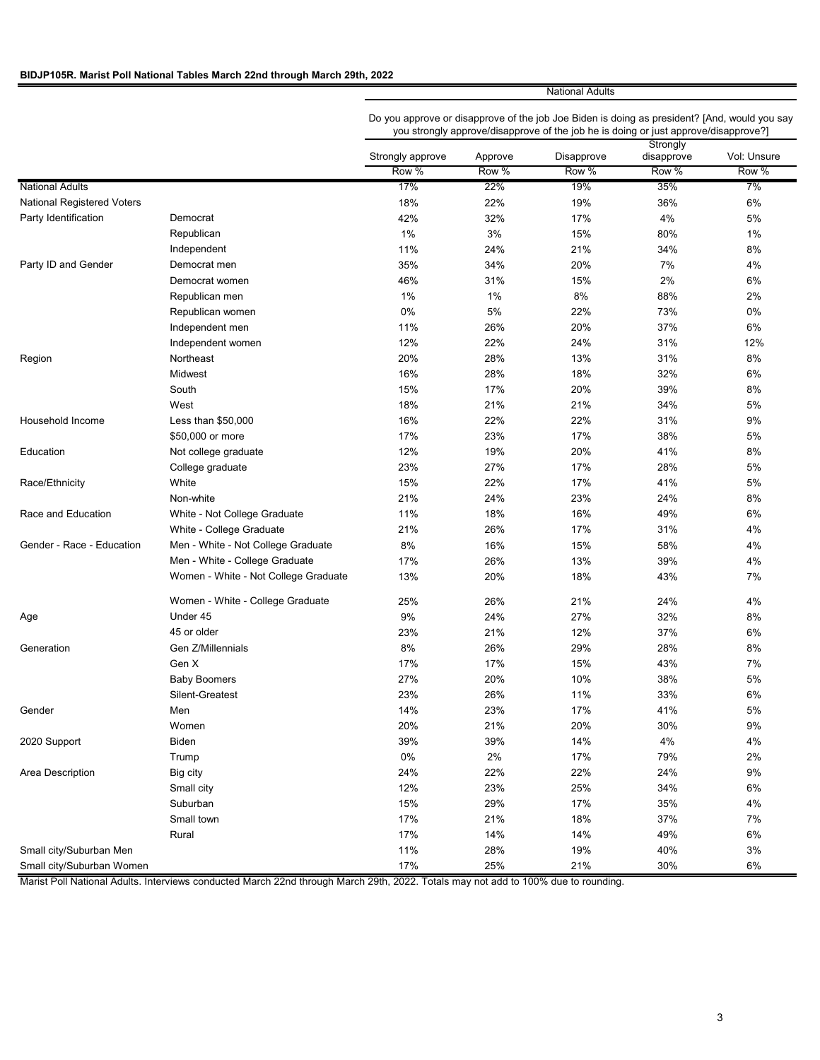**BIDJP105R. Marist Poll National Tables March 22nd through March 29th, 2022**

| | | National Adults | | | | |
|---|---|---|---|---|---|---|
| | | Do you approve or disapprove of the job Joe Biden is doing as president? [And, would you say you strongly approve/disapprove of the job he is doing or just approve/disapprove?] | | | | |
| | | Strongly approve | Approve | Disapprove | Strongly disapprove | Vol: Unsure |
| | | Row % | Row % | Row % | Row % | Row % |
| National Adults | | 17% | 22% | 19% | 35% | 7% |
| National Registered Voters | | 18% | 22% | 19% | 36% | 6% |
| Party Identification | Democrat | 42% | 32% | 17% | 4% | 5% |
| | Republican | 1% | 3% | 15% | 80% | 1% |
| | Independent | 11% | 24% | 21% | 34% | 8% |
| Party ID and Gender | Democrat men | 35% | 34% | 20% | 7% | 4% |
| | Democrat women | 46% | 31% | 15% | 2% | 6% |
| | Republican men | 1% | 1% | 8% | 88% | 2% |
| | Republican women | 0% | 5% | 22% | 73% | 0% |
| | Independent men | 11% | 26% | 20% | 37% | 6% |
| | Independent women | 12% | 22% | 24% | 31% | 12% |
| Region | Northeast | 20% | 28% | 13% | 31% | 8% |
| | Midwest | 16% | 28% | 18% | 32% | 6% |
| | South | 15% | 17% | 20% | 39% | 8% |
| | West | 18% | 21% | 21% | 34% | 5% |
| Household Income | Less than $50,000 | 16% | 22% | 22% | 31% | 9% |
| | $50,000 or more | 17% | 23% | 17% | 38% | 5% |
| Education | Not college graduate | 12% | 19% | 20% | 41% | 8% |
| | College graduate | 23% | 27% | 17% | 28% | 5% |
| Race/Ethnicity | White | 15% | 22% | 17% | 41% | 5% |
| | Non-white | 21% | 24% | 23% | 24% | 8% |
| Race and Education | White - Not College Graduate | 11% | 18% | 16% | 49% | 6% |
| | White - College Graduate | 21% | 26% | 17% | 31% | 4% |
| Gender - Race - Education | Men - White - Not College Graduate | 8% | 16% | 15% | 58% | 4% |
| | Men - White - College Graduate | 17% | 26% | 13% | 39% | 4% |
| | Women - White - Not College Graduate | 13% | 20% | 18% | 43% | 7% |
| | Women - White - College Graduate | 25% | 26% | 21% | 24% | 4% |
| Age | Under 45 | 9% | 24% | 27% | 32% | 8% |
| | 45 or older | 23% | 21% | 12% | 37% | 6% |
| Generation | Gen Z/Millennials | 8% | 26% | 29% | 28% | 8% |
| | Gen X | 17% | 17% | 15% | 43% | 7% |
| | Baby Boomers | 27% | 20% | 10% | 38% | 5% |
| | Silent-Greatest | 23% | 26% | 11% | 33% | 6% |
| Gender | Men | 14% | 23% | 17% | 41% | 5% |
| | Women | 20% | 21% | 20% | 30% | 9% |
| 2020 Support | Biden | 39% | 39% | 14% | 4% | 4% |
| | Trump | 0% | 2% | 17% | 79% | 2% |
| Area Description | Big city | 24% | 22% | 22% | 24% | 9% |
| | Small city | 12% | 23% | 25% | 34% | 6% |
| | Suburban | 15% | 29% | 17% | 35% | 4% |
| | Small town | 17% | 21% | 18% | 37% | 7% |
| | Rural | 17% | 14% | 14% | 49% | 6% |
| Small city/Suburban Men | | 11% | 28% | 19% | 40% | 3% |
| Small city/Suburban Women | | 17% | 25% | 21% | 30% | 6% |

Marist Poll National Adults. Interviews conducted March 22nd through March 29th, 2022. Totals may not add to 100% due to rounding.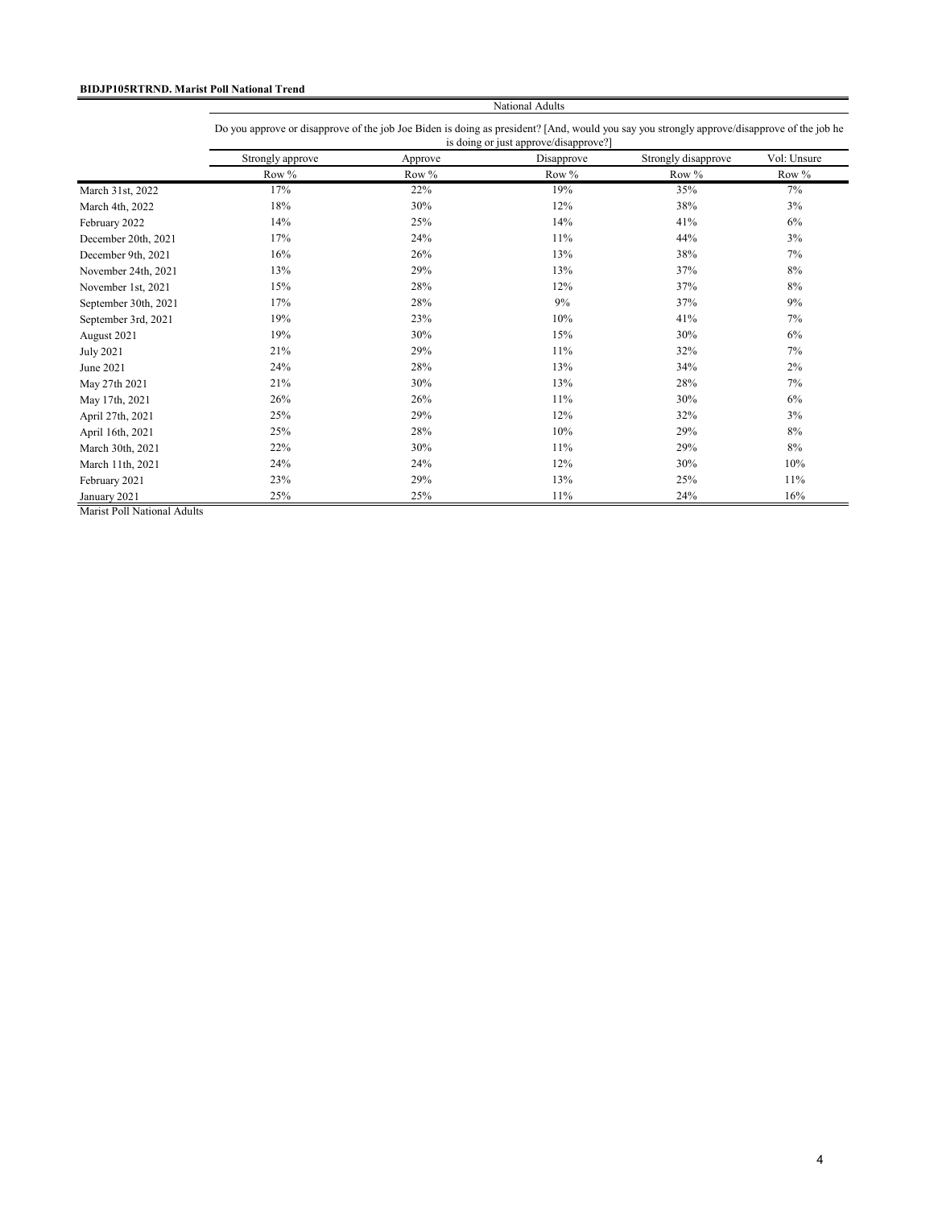**BIDJP105RTRND. Marist Poll National Trend**

| | National Adults | | | | |
|---|---|---|---|---|---|
| | Do you approve or disapprove of the job Joe Biden is doing as president? [And, would you say you strongly approve/disapprove of the job he is doing or just approve/disapprove?] | | | | |
| | Strongly approve | Approve | Disapprove | Strongly disapprove | Vol: Unsure |
| | Row % | Row % | Row % | Row % | Row % |
| March 31st, 2022 | 17% | 22% | 19% | 35% | 7% |
| March 4th, 2022 | 18% | 30% | 12% | 38% | 3% |
| February 2022 | 14% | 25% | 14% | 41% | 6% |
| December 20th, 2021 | 17% | 24% | 11% | 44% | 3% |
| December 9th, 2021 | 16% | 26% | 13% | 38% | 7% |
| November 24th, 2021 | 13% | 29% | 13% | 37% | 8% |
| November 1st, 2021 | 15% | 28% | 12% | 37% | 8% |
| September 30th, 2021 | 17% | 28% | 9% | 37% | 9% |
| September 3rd, 2021 | 19% | 23% | 10% | 41% | 7% |
| August 2021 | 19% | 30% | 15% | 30% | 6% |
| July 2021 | 21% | 29% | 11% | 32% | 7% |
| June 2021 | 24% | 28% | 13% | 34% | 2% |
| May 27th 2021 | 21% | 30% | 13% | 28% | 7% |
| May 17th, 2021 | 26% | 26% | 11% | 30% | 6% |
| April 27th, 2021 | 25% | 29% | 12% | 32% | 3% |
| April 16th, 2021 | 25% | 28% | 10% | 29% | 8% |
| March 30th, 2021 | 22% | 30% | 11% | 29% | 8% |
| March 11th, 2021 | 24% | 24% | 12% | 30% | 10% |
| February 2021 | 23% | 29% | 13% | 25% | 11% |
| January 2021 | 25% | 25% | 11% | 24% | 16% |

Marist Poll National Adults